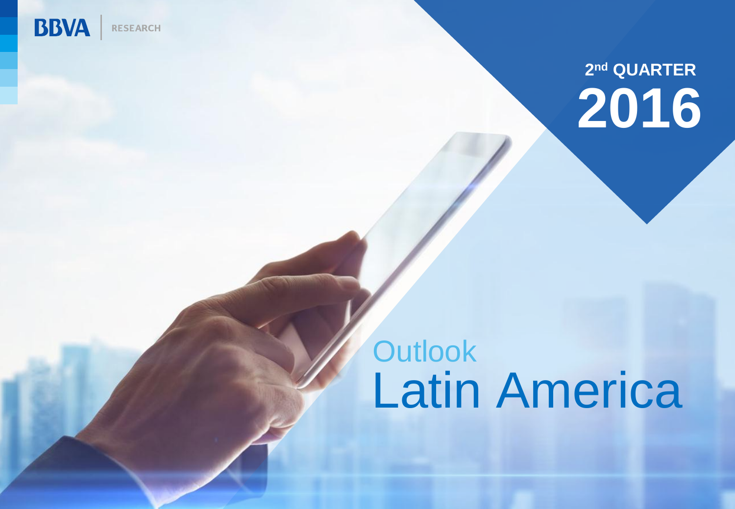BBVA | RESEARCH

2nd QUARTER

# 2016

# Outlook Latin America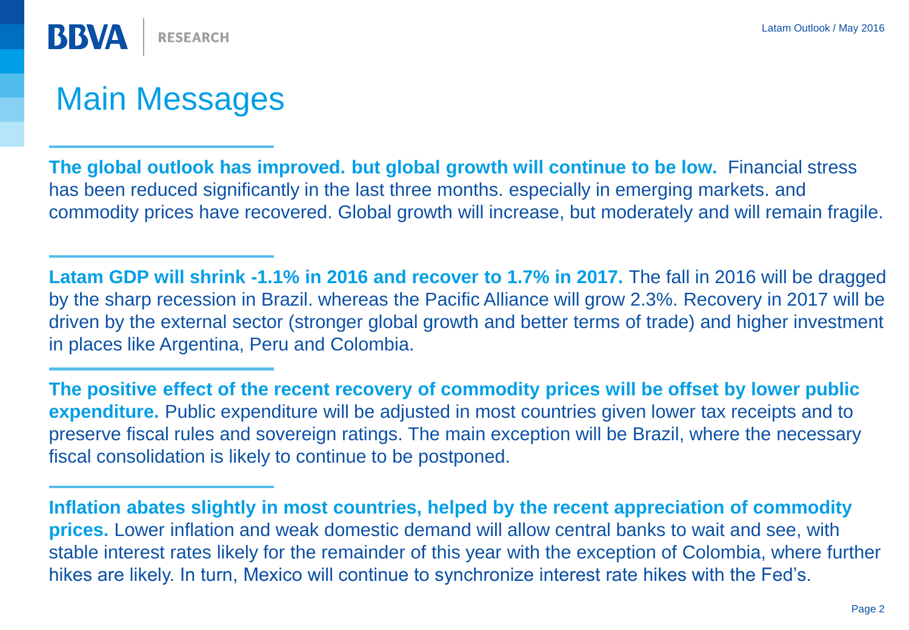# Main Messages

**The global outlook has improved. but global growth will continue to be low.** Financial stress has been reduced significantly in the last three months. especially in emerging markets. and commodity prices have recovered. Global growth will increase, but moderately and will remain fragile.

**Latam GDP will shrink -1.1% in 2016 and recover to 1.7% in 2017.** The fall in 2016 will be dragged by the sharp recession in Brazil. whereas the Pacific Alliance will grow 2.3%. Recovery in 2017 will be driven by the external sector (stronger global growth and better terms of trade) and higher investment in places like Argentina, Peru and Colombia.

**The positive effect of the recent recovery of commodity prices will be offset by lower public expenditure.** Public expenditure will be adjusted in most countries given lower tax receipts and to preserve fiscal rules and sovereign ratings. The main exception will be Brazil, where the necessary fiscal consolidation is likely to continue to be postponed.

**Inflation abates slightly in most countries, helped by the recent appreciation of commodity prices.** Lower inflation and weak domestic demand will allow central banks to wait and see, with stable interest rates likely for the remainder of this year with the exception of Colombia, where further hikes are likely. In turn, Mexico will continue to synchronize interest rate hikes with the Fed's.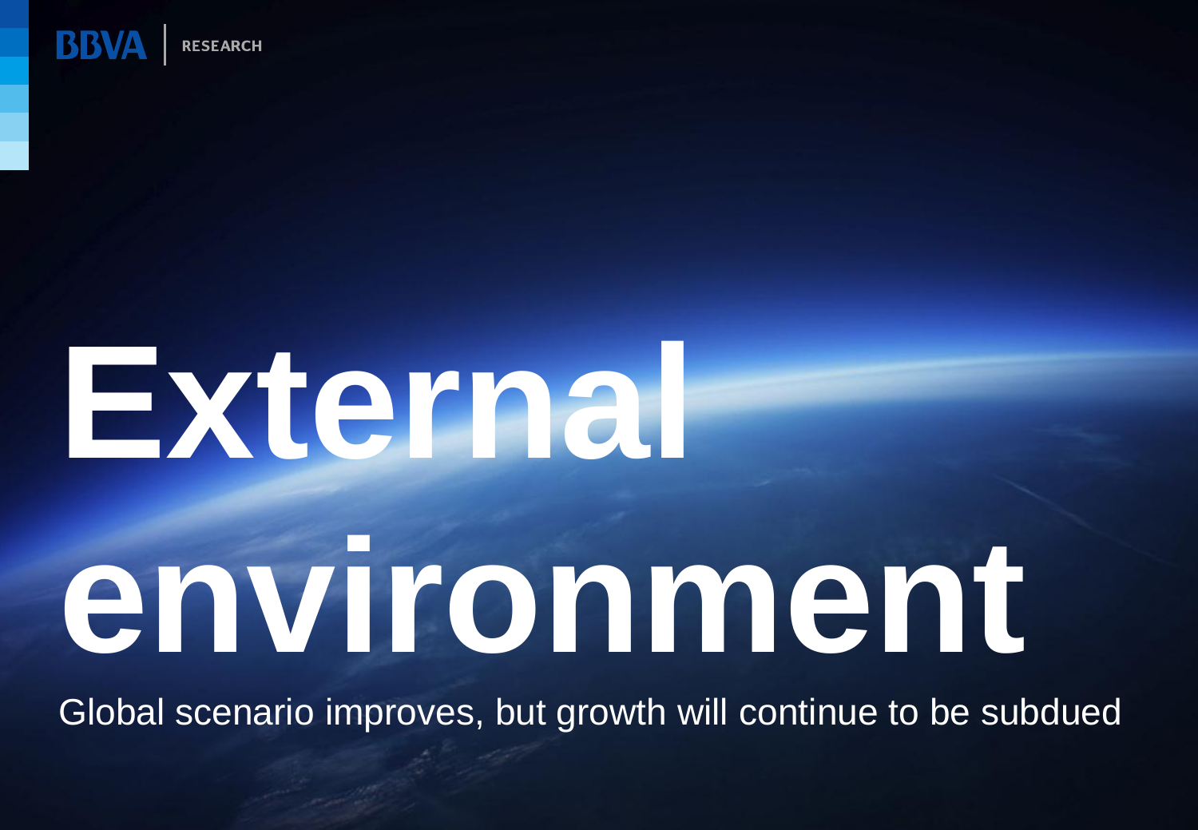# External environment

Global scenario improves, but growth will continue to be subdued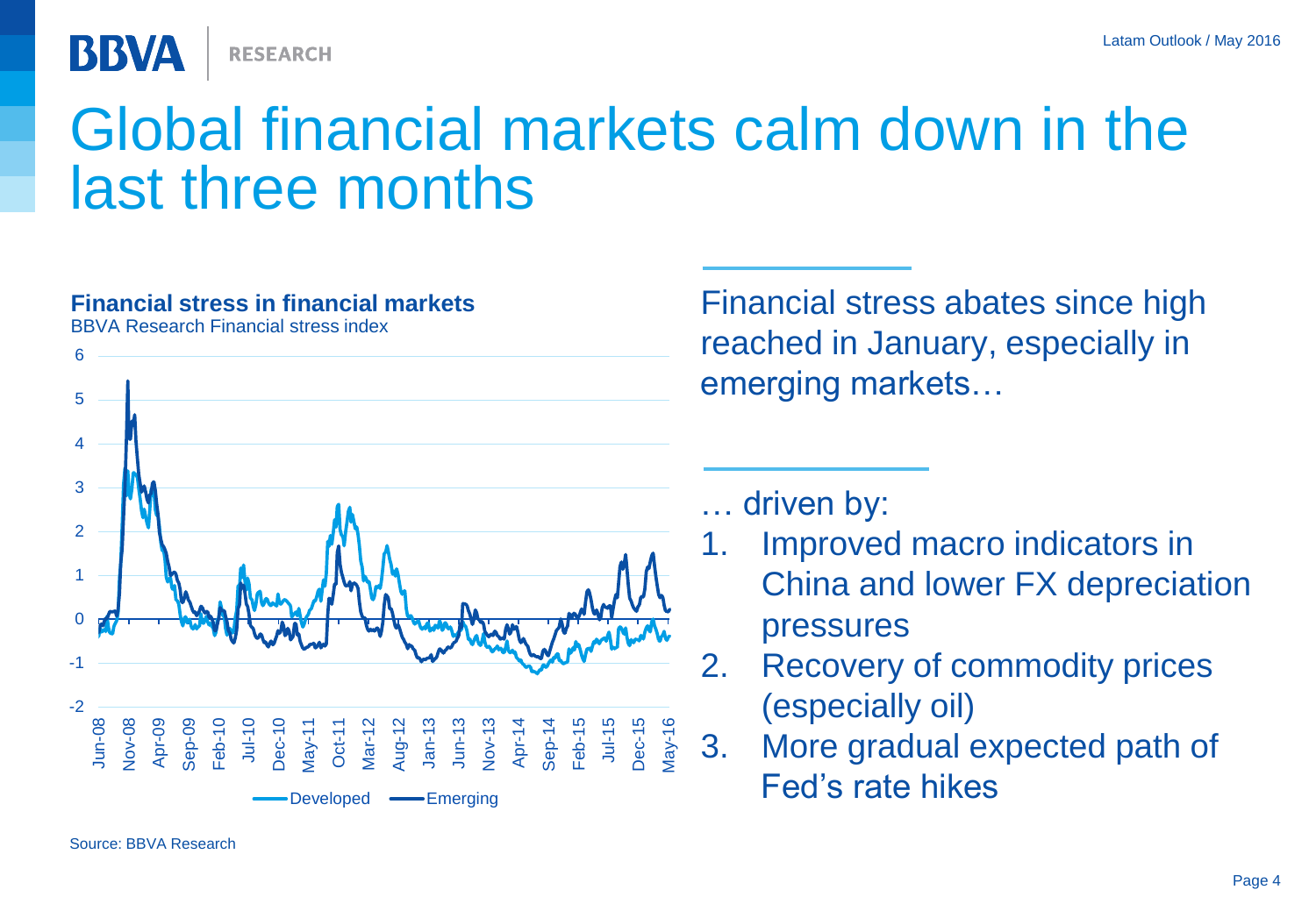# Global financial markets calm down in the last three months

**Financial stress in financial markets**
BBVA Research Financial stress index

Source: BBVA Research

Financial stress abates since high reached in January, especially in emerging markets…

… driven by:

1. Improved macro indicators in China and lower FX depreciation pressures
2. Recovery of commodity prices (especially oil)
3. More gradual expected path of Fed's rate hikes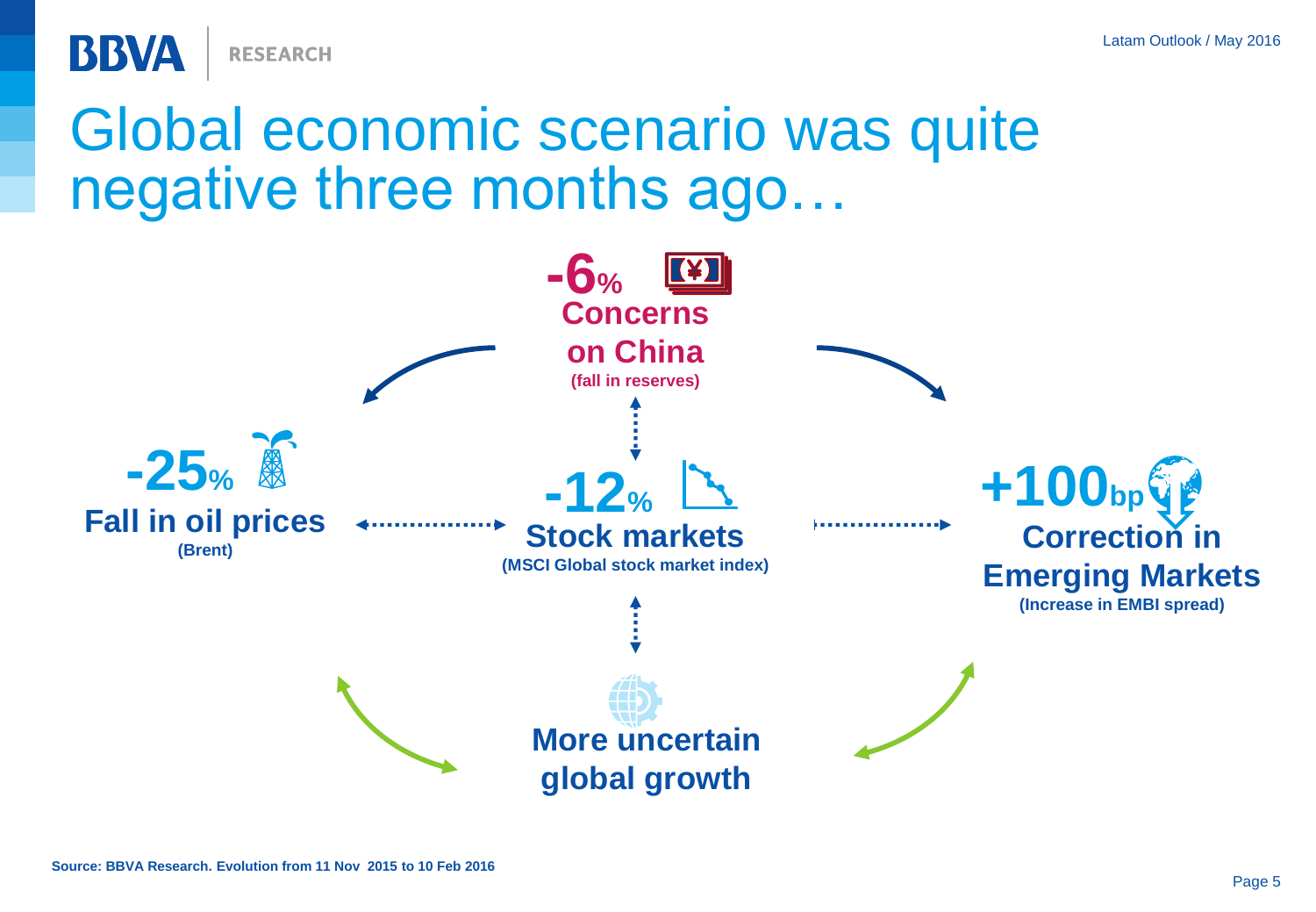# Global economic scenario was quite negative three months ago…

**-6%**
**Concerns on China**
**(fall in reserves)**

**-25%**
**Fall in oil prices**
**(Brent)**

**-12%**
**Stock markets**
**(MSCI Global stock market index)**

**+100bp**
**Correction in Emerging Markets**
**(Increase in EMBI spread)**

**More uncertain global growth**

Source: BBVA Research. Evolution from 11 Nov 2015 to 10 Feb 2016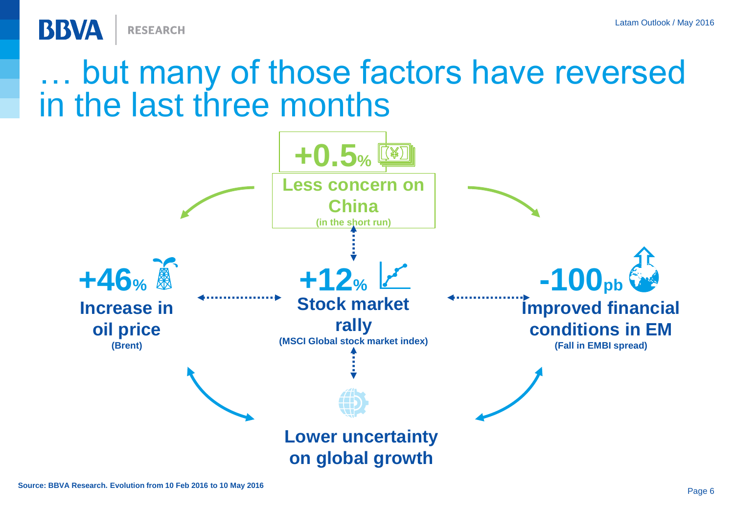# … but many of those factors have reversed in the last three months

**+0.5%**
**Less concern on China**
**(in the short run)**

**+46%**
**Increase in oil price**
**(Brent)**

**+12%**
**Stock market rally**
**(MSCI Global stock market index)**

**-100pb**
**Improved financial conditions in EM**
**(Fall in EMBI spread)**

**Lower uncertainty on global growth**

**Source: BBVA Research. Evolution from 10 Feb 2016 to 10 May 2016**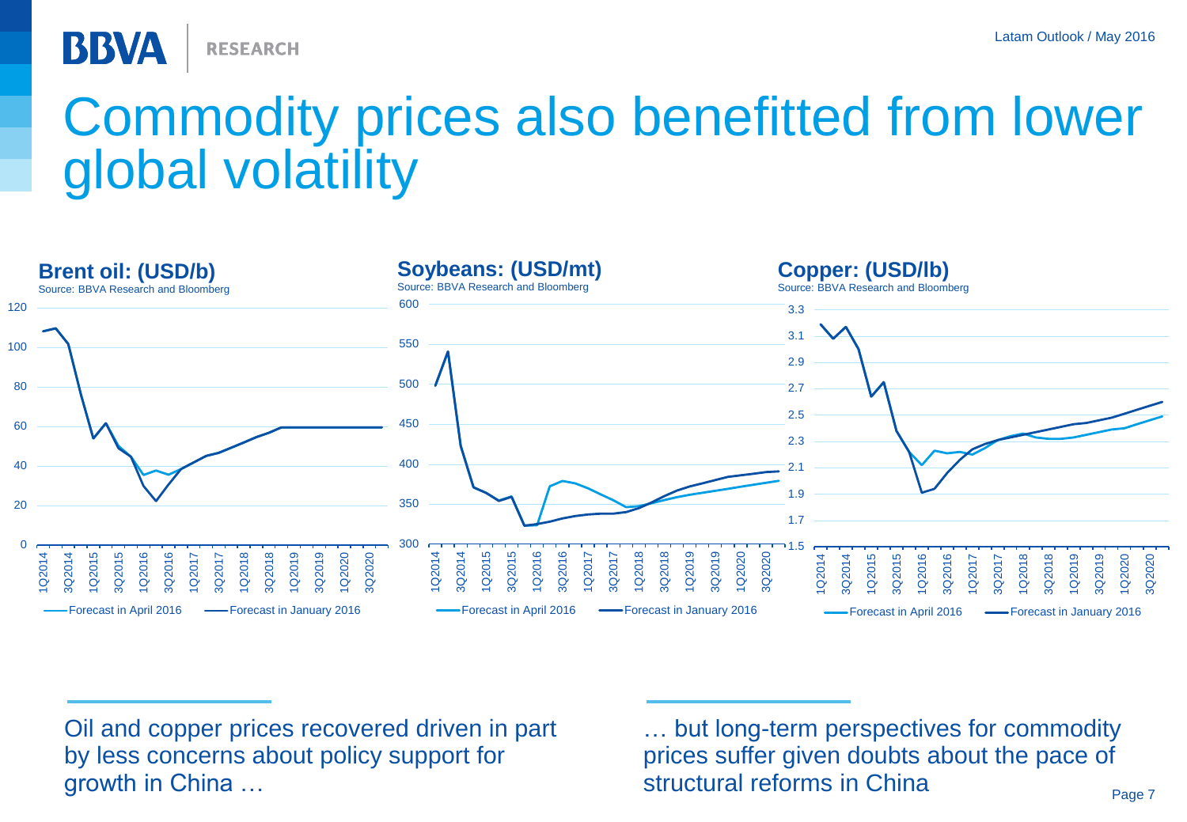# Commodity prices also benefitted from lower global volatility

**Brent oil: (USD/b)**
Source: BBVA Research and Bloomberg

Forecast in April 2016 — Forecast in January 2016

**Soybeans: (USD/mt)**
Source: BBVA Research and Bloomberg

Forecast in April 2016 — Forecast in January 2016

**Copper: (USD/lb)**
Source: BBVA Research and Bloomberg

Forecast in April 2016 — Forecast in January 2016

Oil and copper prices recovered driven in part by less concerns about policy support for growth in China …

… but long-term perspectives for commodity prices suffer given doubts about the pace of structural reforms in China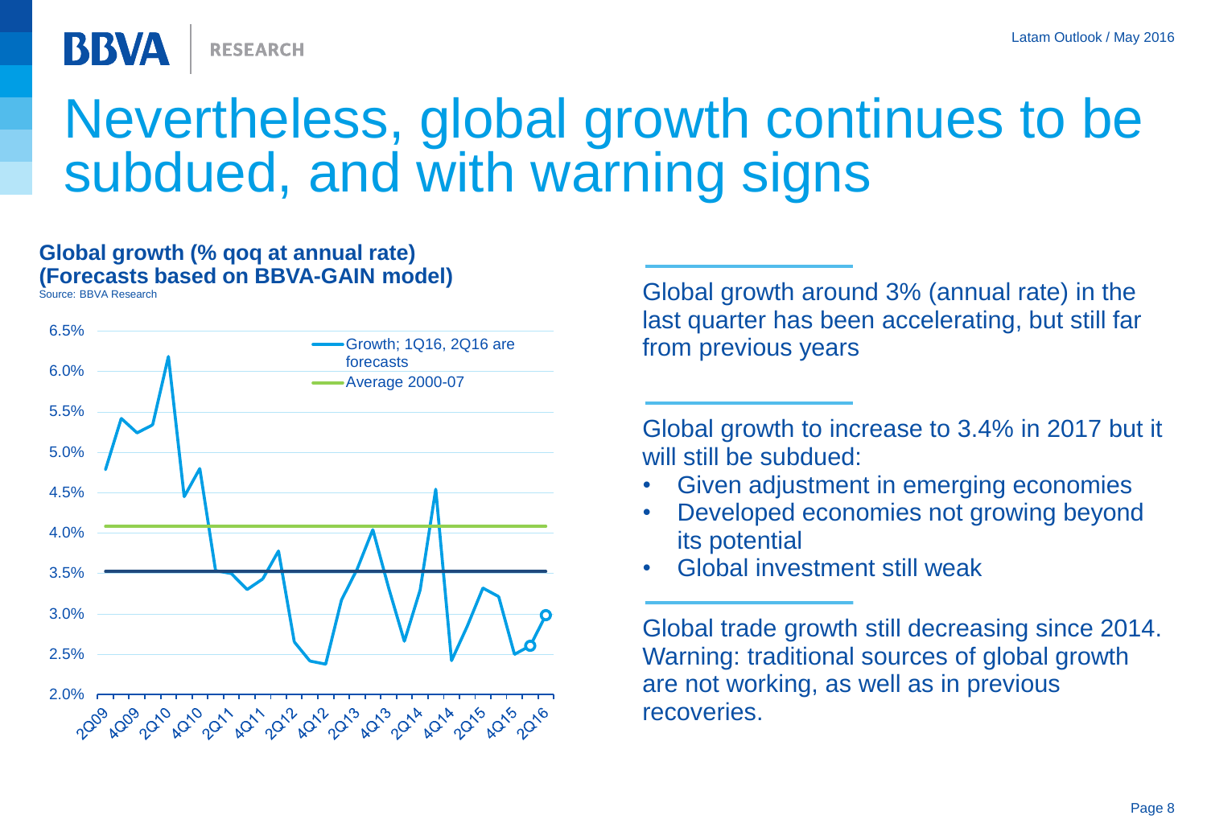# Nevertheless, global growth continues to be subdued, and with warning signs

**Global growth (% qoq at annual rate)**
**(Forecasts based on BBVA-GAIN model)**
Source: BBVA Research

Global growth around 3% (annual rate) in the last quarter has been accelerating, but still far from previous years

Global growth to increase to 3.4% in 2017 but it will still be subdued:

- Given adjustment in emerging economies
- Developed economies not growing beyond its potential
- Global investment still weak

Global trade growth still decreasing since 2014. Warning: traditional sources of global growth are not working, as well as in previous recoveries.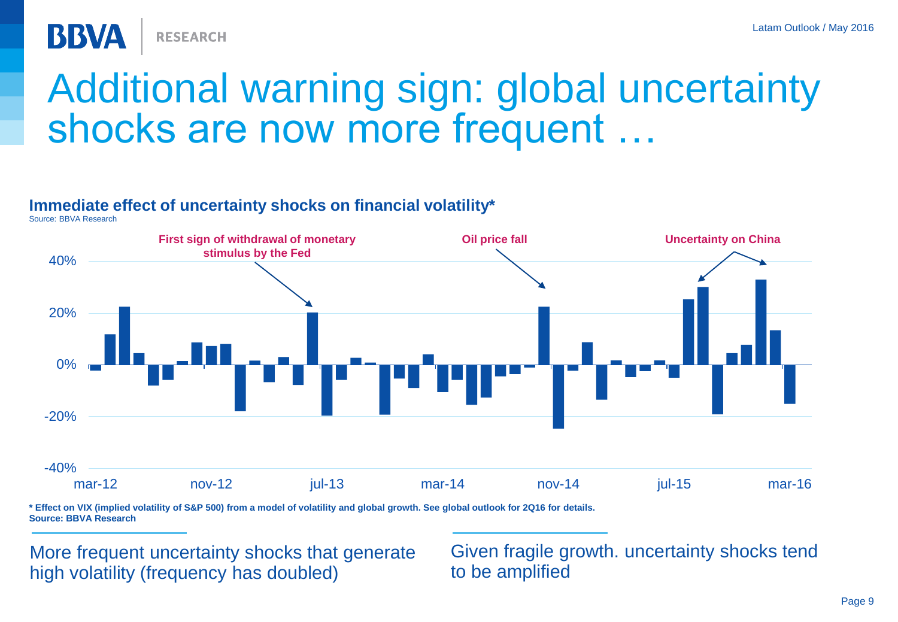# Additional warning sign: global uncertainty shocks are now more frequent …

**Immediate effect of uncertainty shocks on financial volatility***

Source: BBVA Research

**First sign of withdrawal of monetary stimulus by the Fed**

**Oil price fall**

**Uncertainty on China**

40%

20%

0%

-20%

-40%

mar-12 nov-12 jul-13 mar-14 nov-14 jul-15 mar-16

**\* Effect on VIX (implied volatility of S&P 500) from a model of volatility and global growth. See global outlook for 2Q16 for details.**
**Source: BBVA Research**

More frequent uncertainty shocks that generate high volatility (frequency has doubled)

Given fragile growth. uncertainty shocks tend to be amplified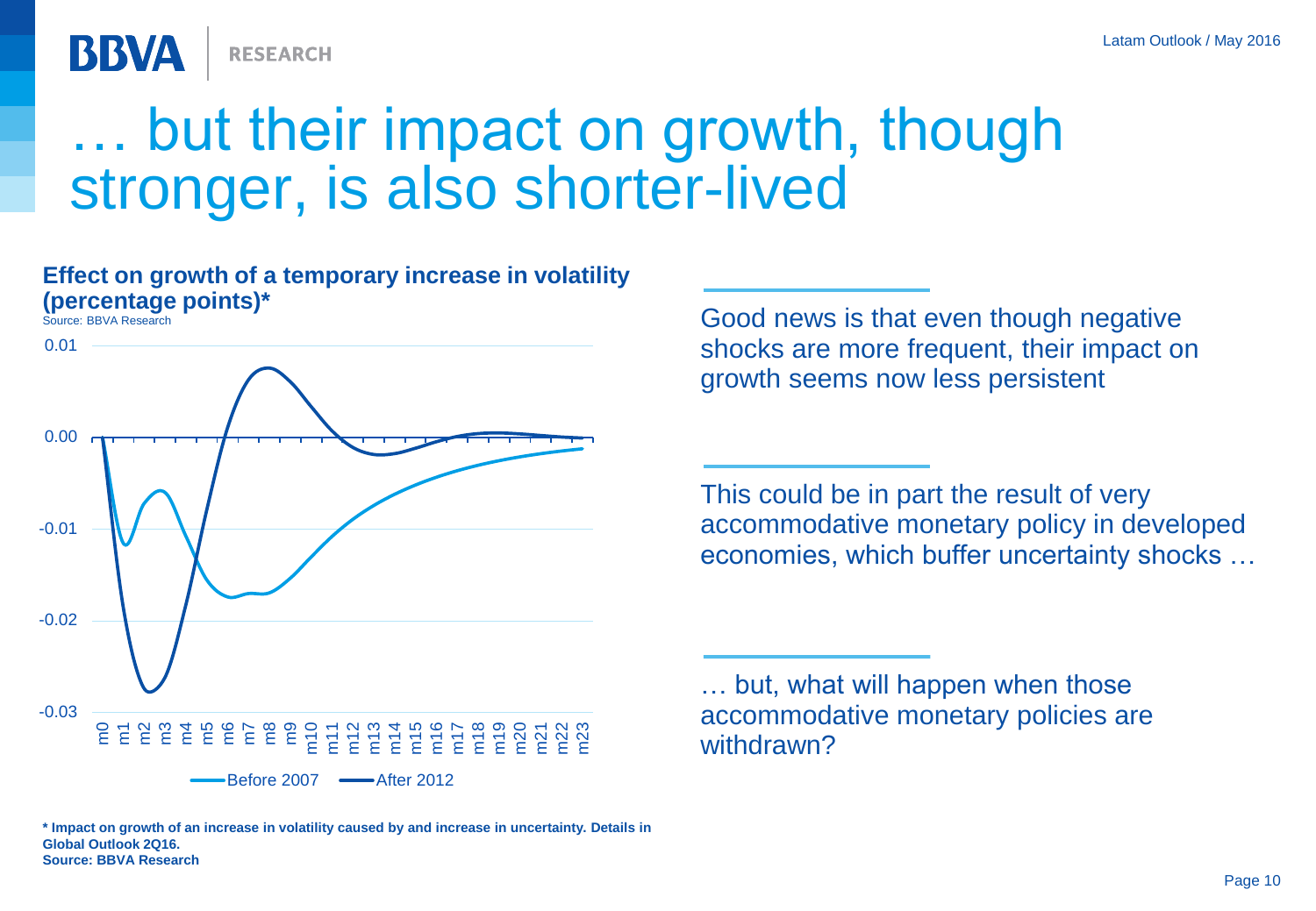# … but their impact on growth, though stronger, is also shorter-lived

**Effect on growth of a temporary increase in volatility (percentage points)***

Source: BBVA Research

Good news is that even though negative shocks are more frequent, their impact on growth seems now less persistent

This could be in part the result of very accommodative monetary policy in developed economies, which buffer uncertainty shocks …

… but, what will happen when those accommodative monetary policies are withdrawn?

**\* Impact on growth of an increase in volatility caused by and increase in uncertainty. Details in Global Outlook 2Q16.**
**Source: BBVA Research**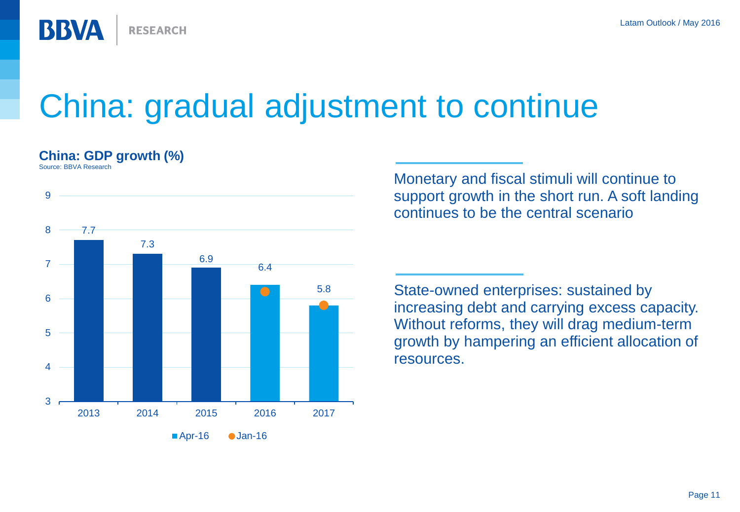# China: gradual adjustment to continue

**China: GDP growth (%)**

Source: BBVA Research

| | 2013 | 2014 | 2015 | 2016 | 2017 |
|---|---|---|---|---|---|
| Apr-16 | 7.7 | 7.3 | 6.9 | 6.4 | 5.8 |

Monetary and fiscal stimuli will continue to support growth in the short run. A soft landing continues to be the central scenario

State-owned enterprises: sustained by increasing debt and carrying excess capacity. Without reforms, they will drag medium-term growth by hampering an efficient allocation of resources.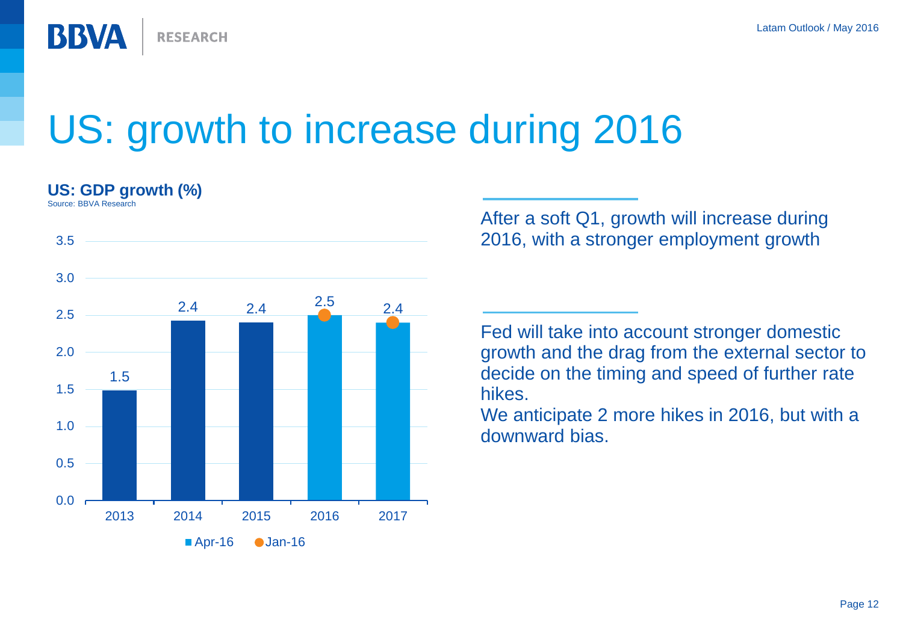# US: growth to increase during 2016

**US: GDP growth (%)**

Source: BBVA Research

| Year | Apr-16 | Jan-16 |
|---|---|---|
| 2013 | 1.5 | |
| 2014 | 2.4 | |
| 2015 | 2.4 | |
| 2016 | 2.5 | 2.5 |
| 2017 | 2.4 | 2.4 |

After a soft Q1, growth will increase during 2016, with a stronger employment growth

Fed will take into account stronger domestic growth and the drag from the external sector to decide on the timing and speed of further rate hikes.

We anticipate 2 more hikes in 2016, but with a downward bias.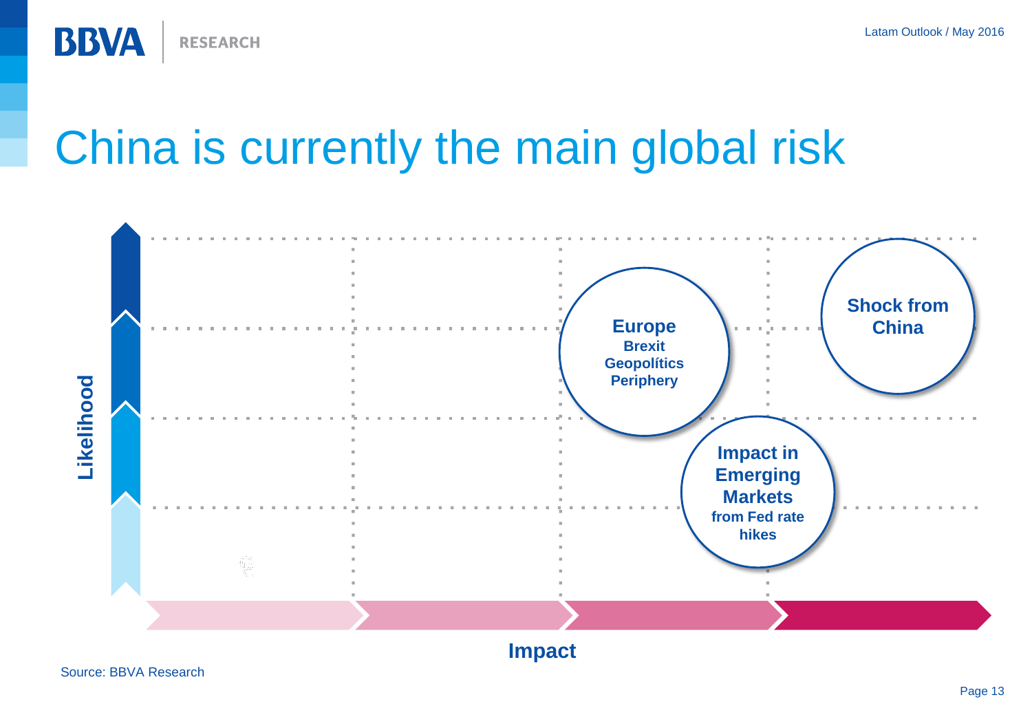# China is currently the main global risk

Likelihood

**Shock from China**

**Europe**
**Brexit**
**Geopolítics**
**Periphery**

**Impact in Emerging Markets**
**from Fed rate hikes**

Impact

Source: BBVA Research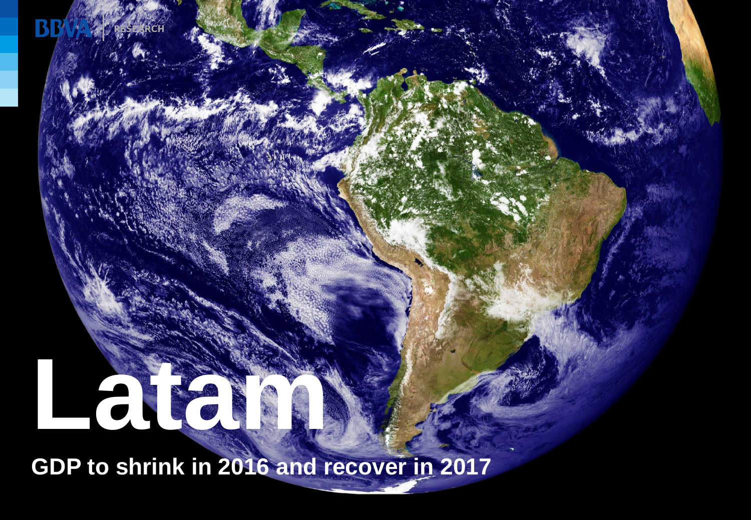# Latam

## GDP to shrink in 2016 and recover in 2017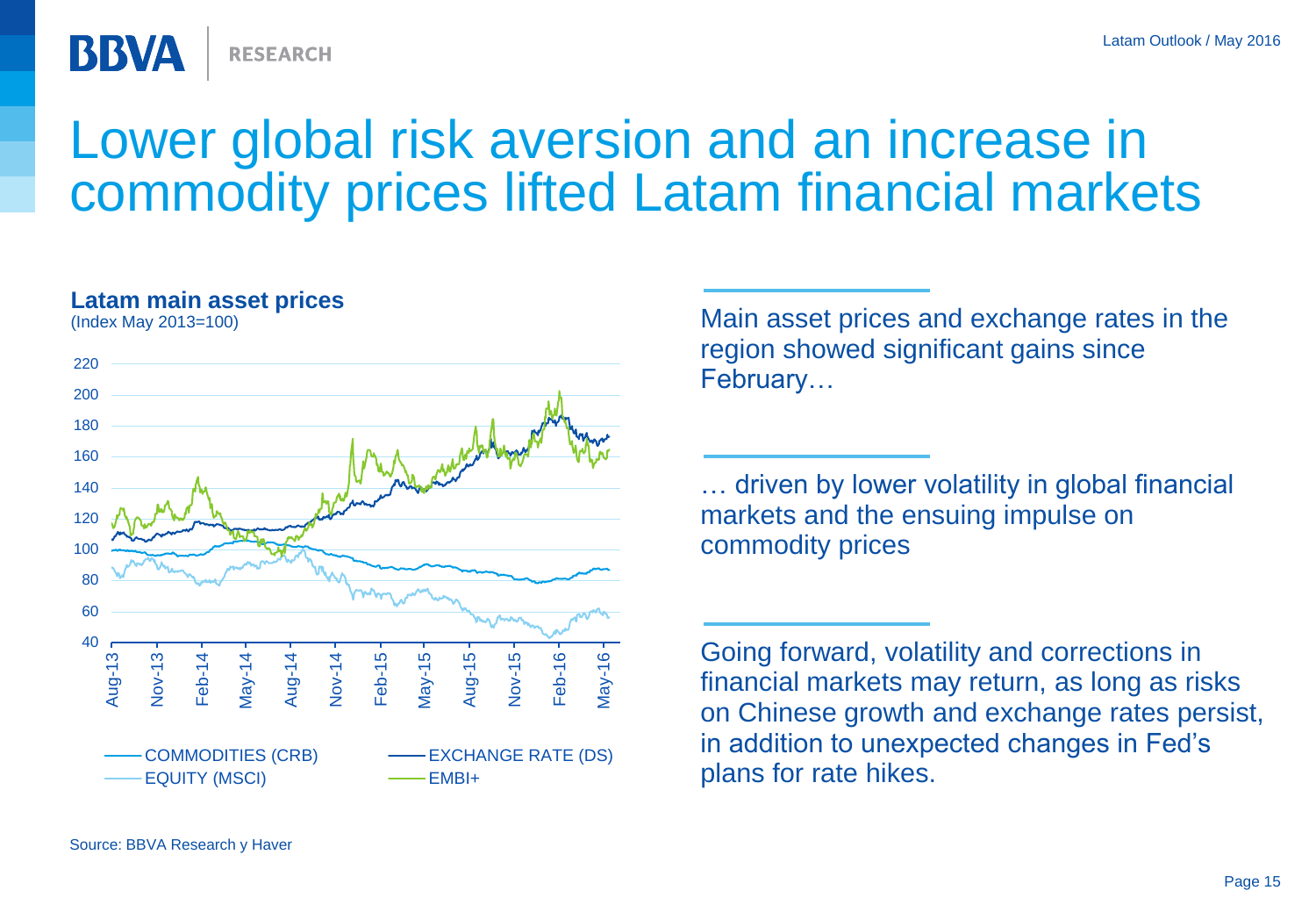# Lower global risk aversion and an increase in commodity prices lifted Latam financial markets

**Latam main asset prices**
(Index May 2013=100)

Source: BBVA Research y Haver

Main asset prices and exchange rates in the region showed significant gains since February…

… driven by lower volatility in global financial markets and the ensuing impulse on commodity prices

Going forward, volatility and corrections in financial markets may return, as long as risks on Chinese growth and exchange rates persist, in addition to unexpected changes in Fed's plans for rate hikes.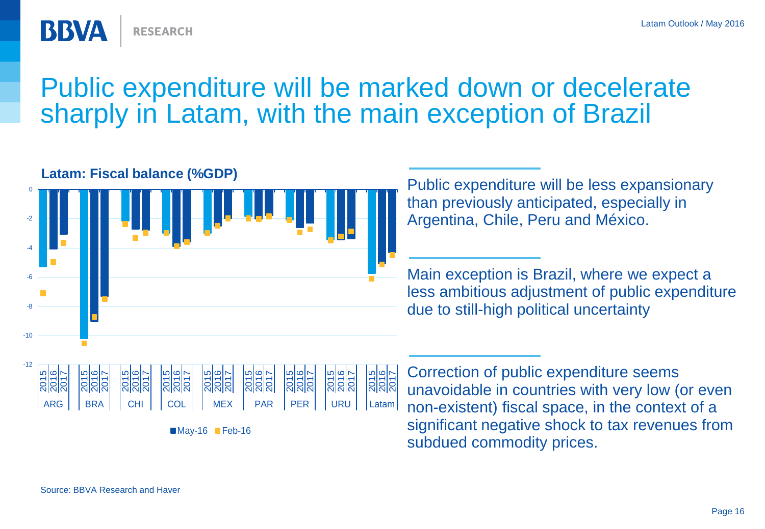# Public expenditure will be marked down or decelerate sharply in Latam, with the main exception of Brazil

**Latam: Fiscal balance (%GDP)**

Source: BBVA Research and Haver

Public expenditure will be less expansionary than previously anticipated, especially in Argentina, Chile, Peru and México.

Main exception is Brazil, where we expect a less ambitious adjustment of public expenditure due to still-high political uncertainty

Correction of public expenditure seems unavoidable in countries with very low (or even non-existent) fiscal space, in the context of a significant negative shock to tax revenues from subdued commodity prices.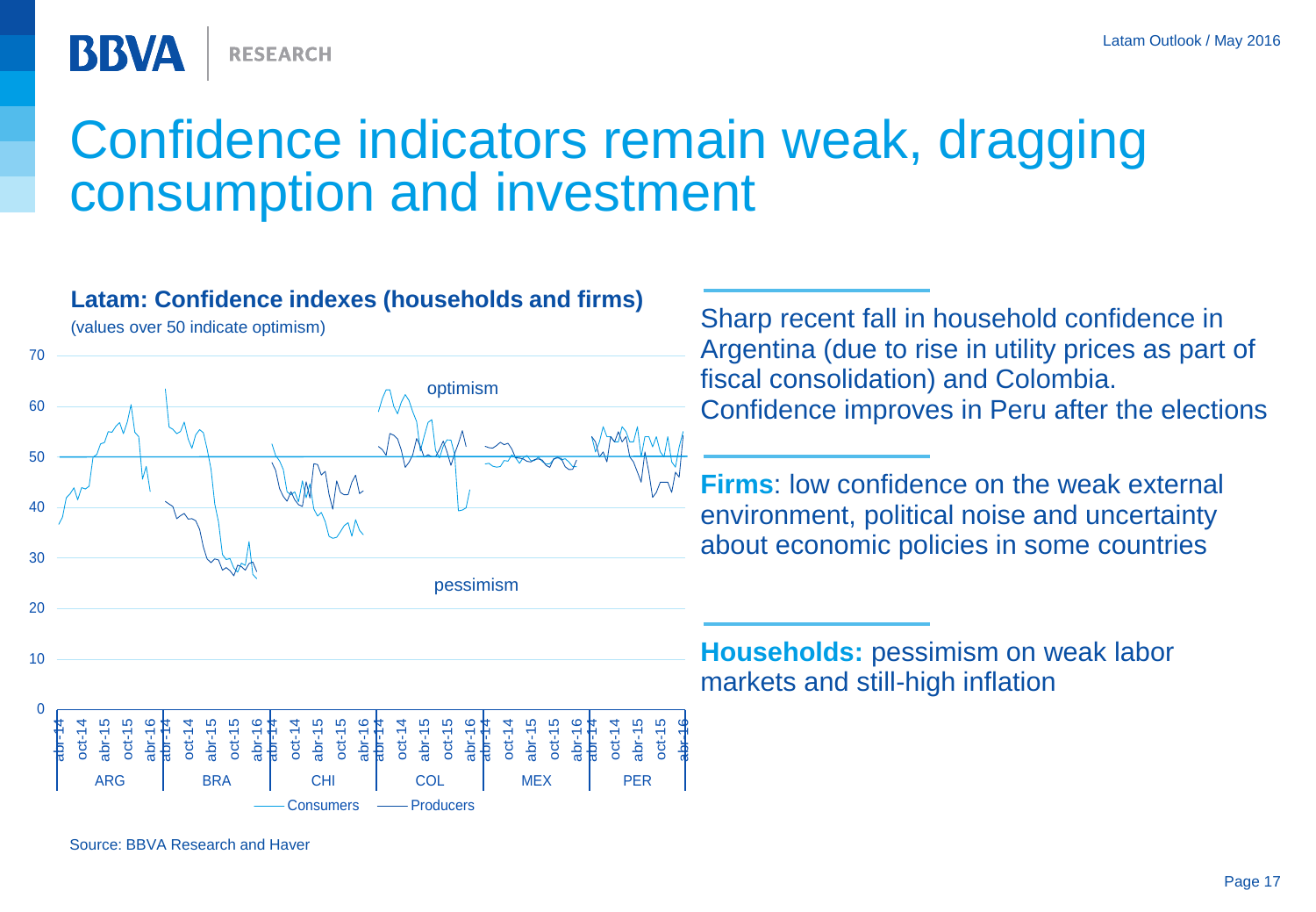# Confidence indicators remain weak, dragging consumption and investment

**Latam: Confidence indexes (households and firms)**

(values over 50 indicate optimism)

optimism

pessimism

ARG | BRA | CHI | COL | MEX | PER

abr-14, oct-14, abr-15, oct-15, abr-16

Consumers — Producers

Source: BBVA Research and Haver

Sharp recent fall in household confidence in Argentina (due to rise in utility prices as part of fiscal consolidation) and Colombia. Confidence improves in Peru after the elections

**Firms**: low confidence on the weak external environment, political noise and uncertainty about economic policies in some countries

**Households:** pessimism on weak labor markets and still-high inflation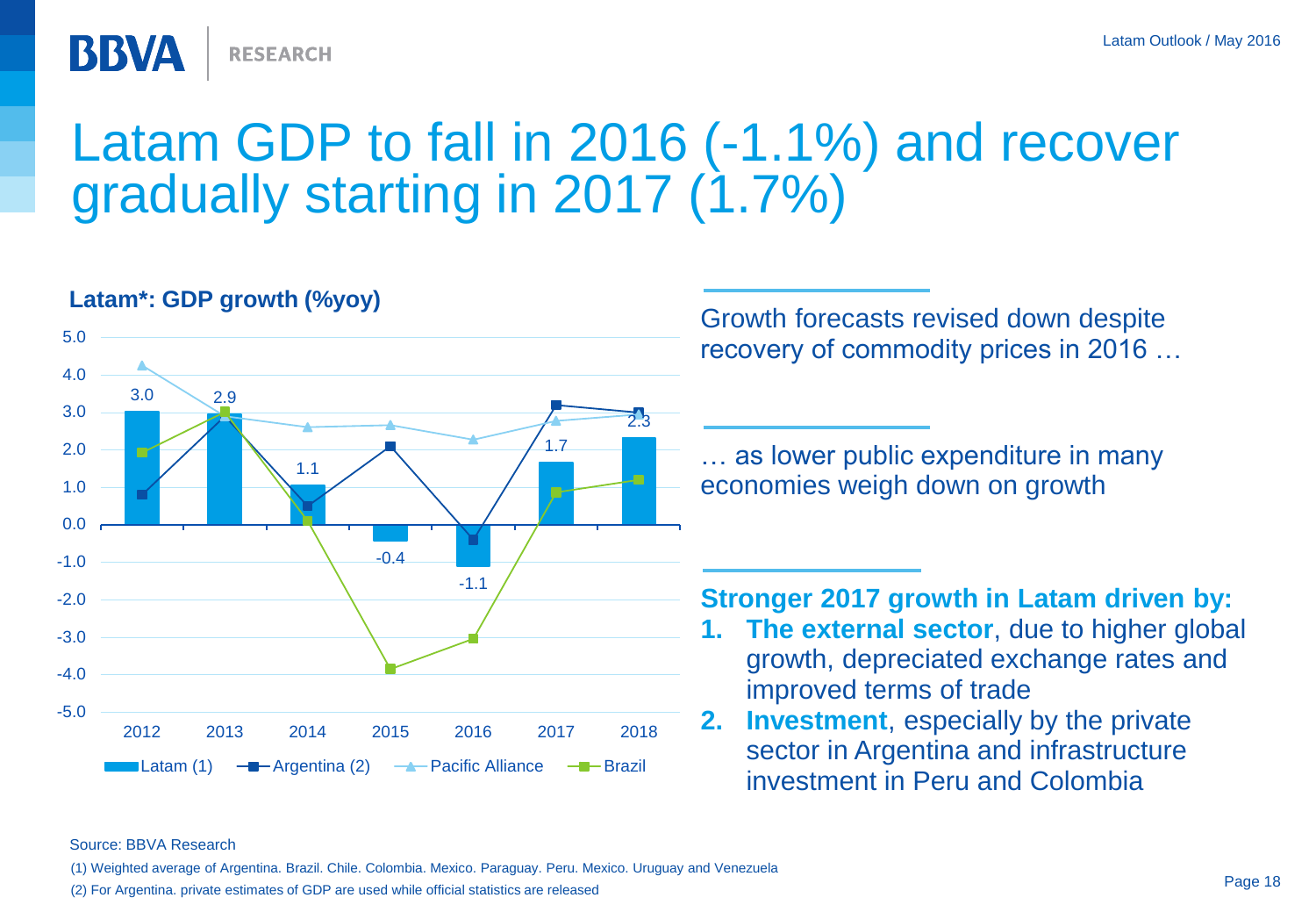# Latam GDP to fall in 2016 (-1.1%) and recover gradually starting in 2017 (1.7%)

**Latam*: GDP growth (%yoy)**

| | 2012 | 2013 | 2014 | 2015 | 2016 | 2017 | 2018 |
|---|---|---|---|---|---|---|---|
| Latam (1) | 3.0 | 2.9 | 1.1 | -0.4 | -1.1 | 1.7 | 2.3 |

Series shown: Latam (1), Argentina (2), Pacific Alliance, Brazil

Growth forecasts revised down despite recovery of commodity prices in 2016 …

… as lower public expenditure in many economies weigh down on growth

**Stronger 2017 growth in Latam driven by:**

1. **The external sector**, due to higher global growth, depreciated exchange rates and improved terms of trade
2. **Investment**, especially by the private sector in Argentina and infrastructure investment in Peru and Colombia

Source: BBVA Research

(1) Weighted average of Argentina. Brazil. Chile. Colombia. Mexico. Paraguay. Peru. Mexico. Uruguay and Venezuela

(2) For Argentina. private estimates of GDP are used while official statistics are released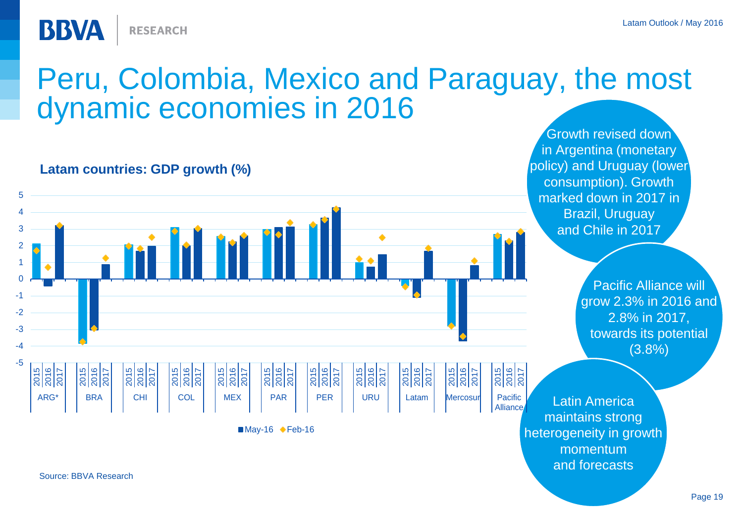# Peru, Colombia, Mexico and Paraguay, the most dynamic economies in 2016

**Latam countries: GDP growth (%)**

■ May-16 ◆ Feb-16

Source: BBVA Research

Growth revised down in Argentina (monetary policy) and Uruguay (lower consumption). Growth marked down in 2017 in Brazil, Uruguay and Chile in 2017

Pacific Alliance will grow 2.3% in 2016 and 2.8% in 2017, towards its potential (3.8%)

Latin America maintains strong heterogeneity in growth momentum and forecasts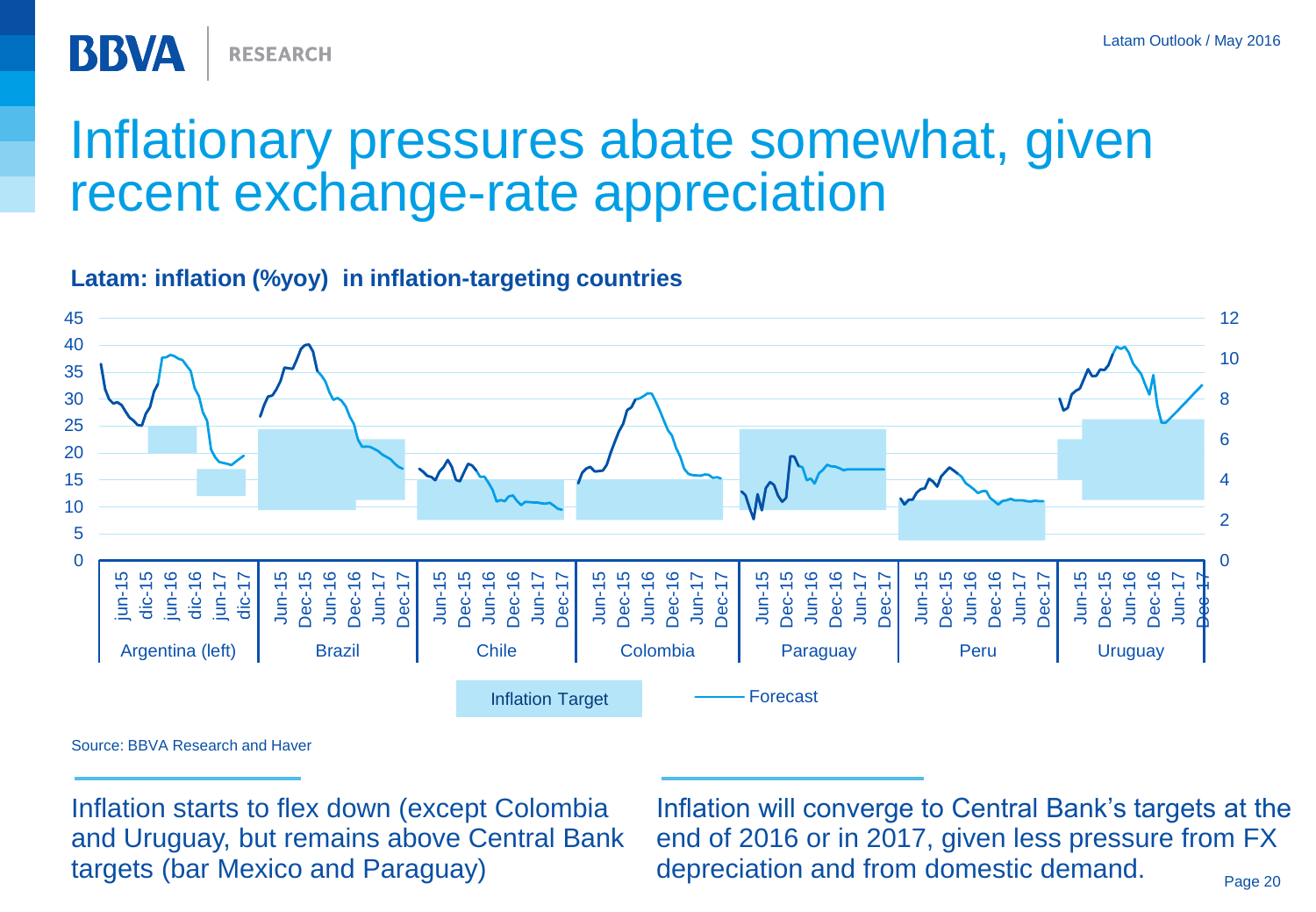# Inflationary pressures abate somewhat, given recent exchange-rate appreciation

**Latam: inflation (%yoy) in inflation-targeting countries**

Source: BBVA Research and Haver

Inflation starts to flex down (except Colombia and Uruguay, but remains above Central Bank targets (bar Mexico and Paraguay)

Inflation will converge to Central Bank's targets at the end of 2016 or in 2017, given less pressure from FX depreciation and from domestic demand.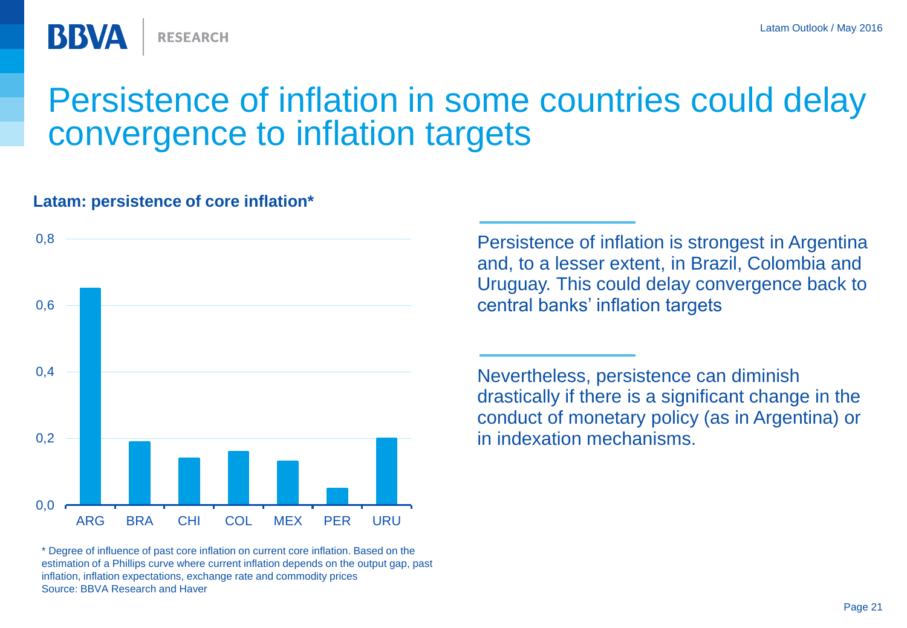# Persistence of inflation in some countries could delay convergence to inflation targets

**Latam: persistence of core inflation***

| Country | Persistence |
|---|---|
| ARG | 0,65 |
| BRA | 0,19 |
| CHI | 0,14 |
| COL | 0,16 |
| MEX | 0,13 |
| PER | 0,05 |
| URU | 0,20 |

* Degree of influence of past core inflation on current core inflation. Based on the estimation of a Phillips curve where current inflation depends on the output gap, past inflation, inflation expectations, exchange rate and commodity prices
Source: BBVA Research and Haver

Persistence of inflation is strongest in Argentina and, to a lesser extent, in Brazil, Colombia and Uruguay. This could delay convergence back to central banks' inflation targets

Nevertheless, persistence can diminish drastically if there is a significant change in the conduct of monetary policy (as in Argentina) or in indexation mechanisms.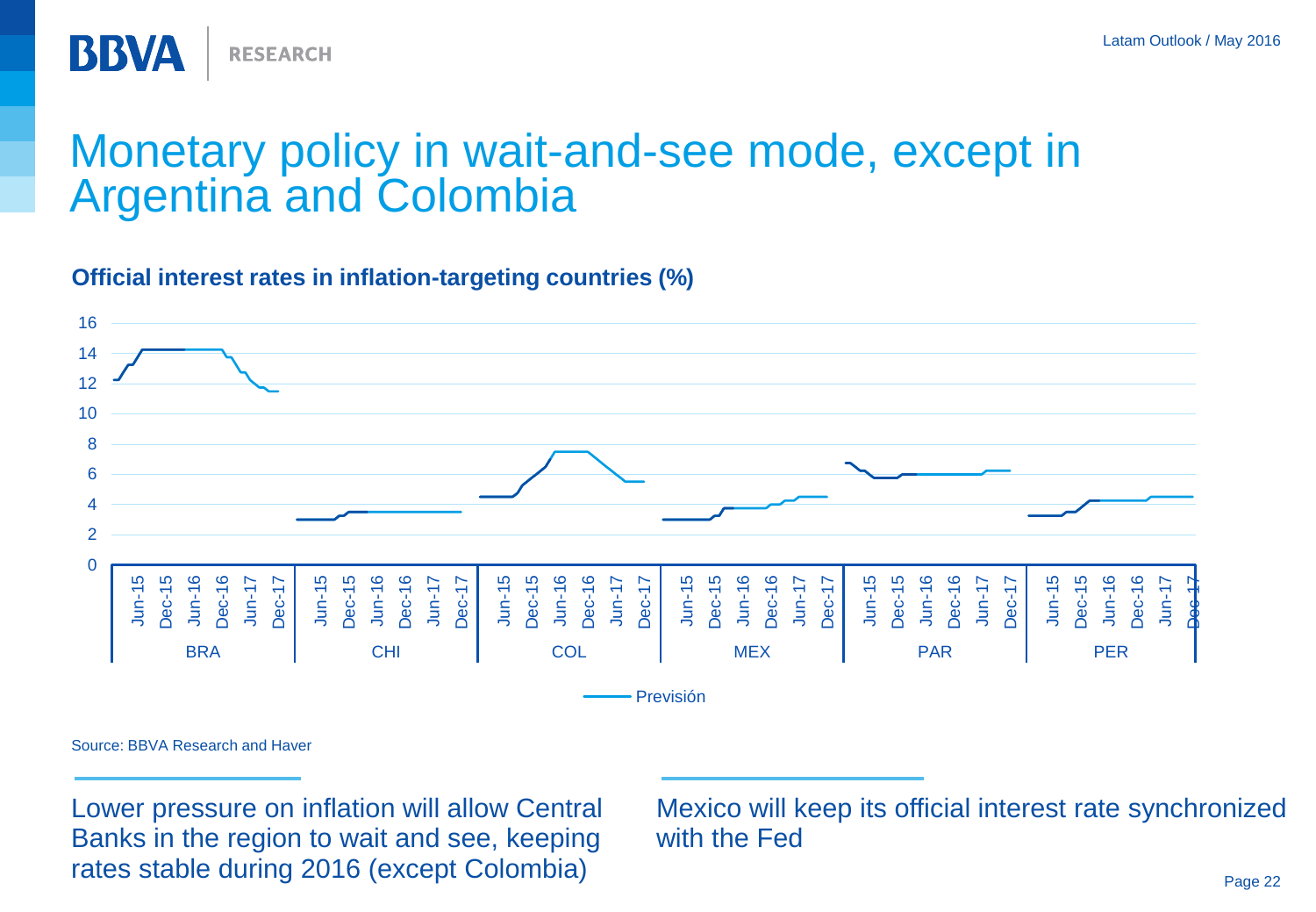# Monetary policy in wait-and-see mode, except in Argentina and Colombia

**Official interest rates in inflation-targeting countries (%)**

Source: BBVA Research and Haver

Lower pressure on inflation will allow Central Banks in the region to wait and see, keeping rates stable during 2016 (except Colombia)

Mexico will keep its official interest rate synchronized with the Fed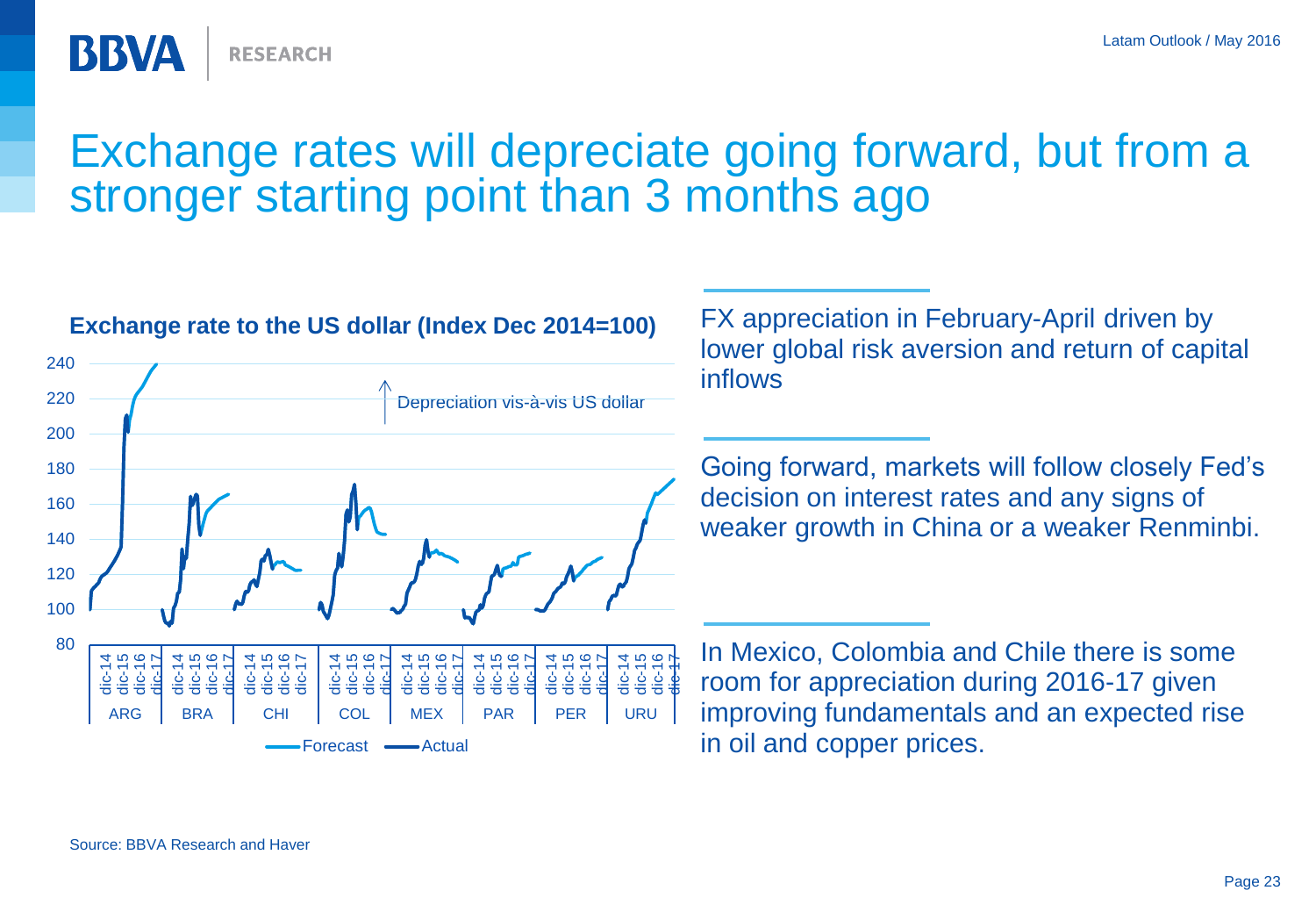# Exchange rates will depreciate going forward, but from a stronger starting point than 3 months ago

**Exchange rate to the US dollar (Index Dec 2014=100)**

↑ Depreciation vis-à-vis US dollar

Forecast — Actual

ARG | BRA | CHI | COL | MEX | PAR | PER | URU

FX appreciation in February-April driven by lower global risk aversion and return of capital inflows

Going forward, markets will follow closely Fed's decision on interest rates and any signs of weaker growth in China or a weaker Renminbi.

In Mexico, Colombia and Chile there is some room for appreciation during 2016-17 given improving fundamentals and an expected rise in oil and copper prices.

Source: BBVA Research and Haver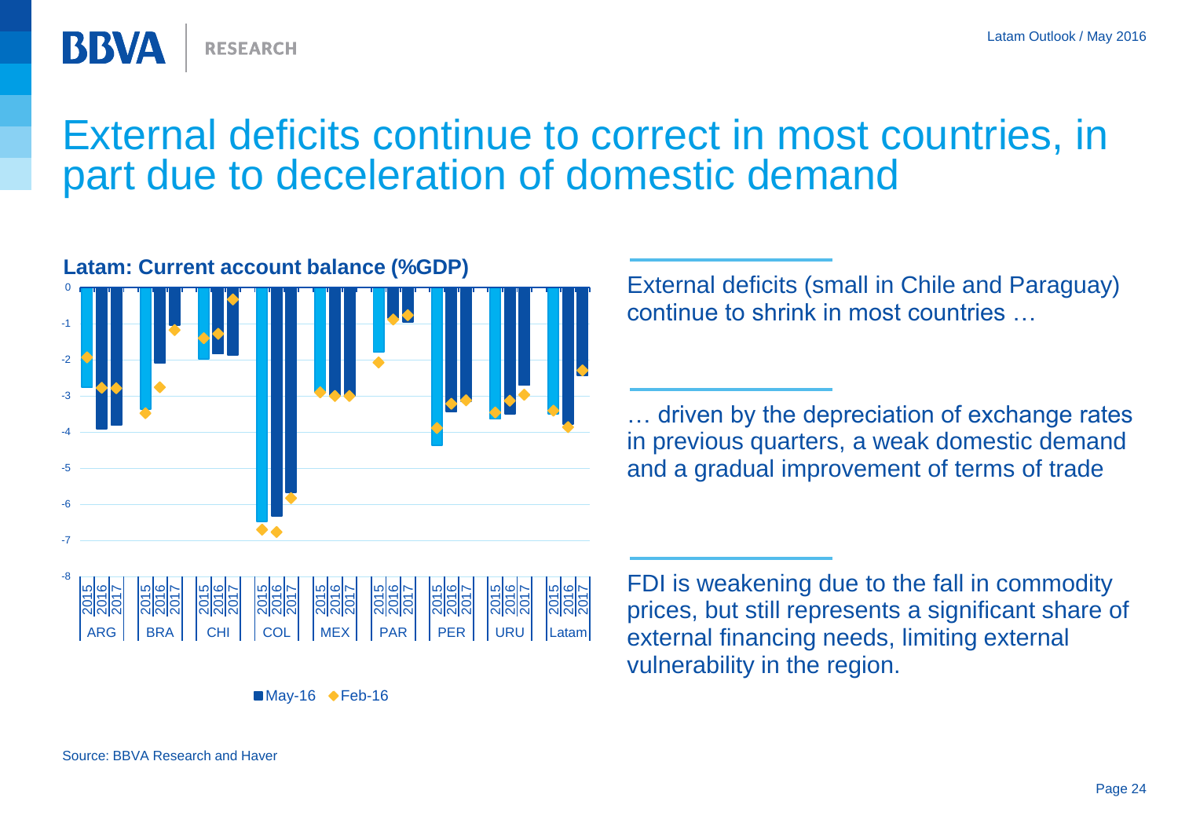# External deficits continue to correct in most countries, in part due to deceleration of domestic demand

**Latam: Current account balance (%GDP)**

Source: BBVA Research and Haver

External deficits (small in Chile and Paraguay) continue to shrink in most countries …

… driven by the depreciation of exchange rates in previous quarters, a weak domestic demand and a gradual improvement of terms of trade

FDI is weakening due to the fall in commodity prices, but still represents a significant share of external financing needs, limiting external vulnerability in the region.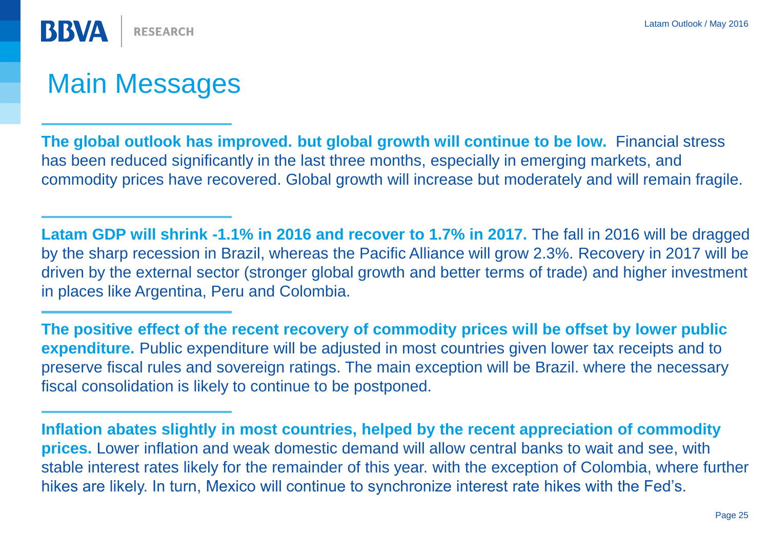# Main Messages

**The global outlook has improved. but global growth will continue to be low.** Financial stress has been reduced significantly in the last three months, especially in emerging markets, and commodity prices have recovered. Global growth will increase but moderately and will remain fragile.

**Latam GDP will shrink -1.1% in 2016 and recover to 1.7% in 2017.** The fall in 2016 will be dragged by the sharp recession in Brazil, whereas the Pacific Alliance will grow 2.3%. Recovery in 2017 will be driven by the external sector (stronger global growth and better terms of trade) and higher investment in places like Argentina, Peru and Colombia.

**The positive effect of the recent recovery of commodity prices will be offset by lower public expenditure.** Public expenditure will be adjusted in most countries given lower tax receipts and to preserve fiscal rules and sovereign ratings. The main exception will be Brazil. where the necessary fiscal consolidation is likely to continue to be postponed.

**Inflation abates slightly in most countries, helped by the recent appreciation of commodity prices.** Lower inflation and weak domestic demand will allow central banks to wait and see, with stable interest rates likely for the remainder of this year. with the exception of Colombia, where further hikes are likely. In turn, Mexico will continue to synchronize interest rate hikes with the Fed's.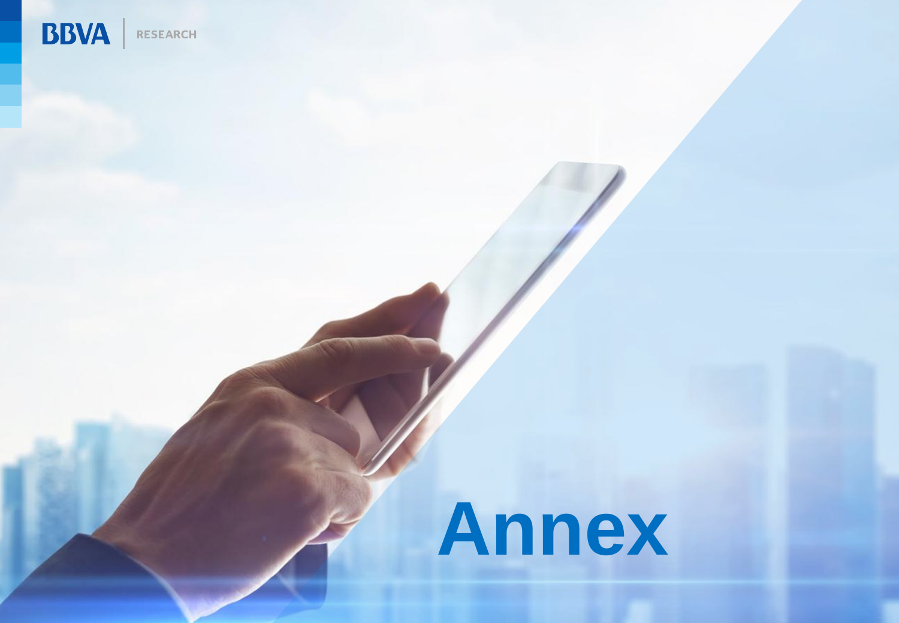# Annex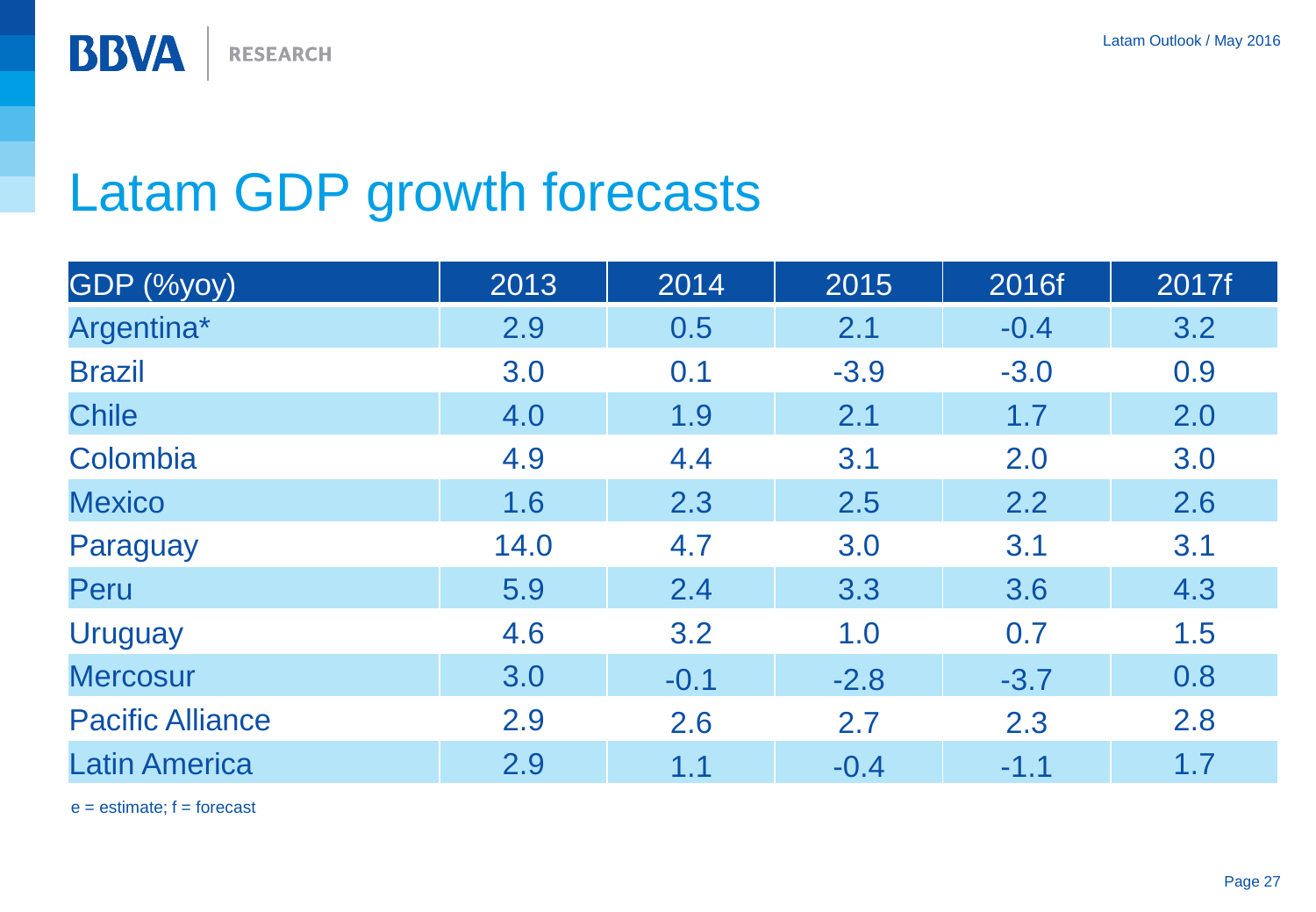# Latam GDP growth forecasts

| GDP (%yoy) | 2013 | 2014 | 2015 | 2016f | 2017f |
|---|---|---|---|---|---|
| Argentina* | 2.9 | 0.5 | 2.1 | -0.4 | 3.2 |
| Brazil | 3.0 | 0.1 | -3.9 | -3.0 | 0.9 |
| Chile | 4.0 | 1.9 | 2.1 | 1.7 | 2.0 |
| Colombia | 4.9 | 4.4 | 3.1 | 2.0 | 3.0 |
| Mexico | 1.6 | 2.3 | 2.5 | 2.2 | 2.6 |
| Paraguay | 14.0 | 4.7 | 3.0 | 3.1 | 3.1 |
| Peru | 5.9 | 2.4 | 3.3 | 3.6 | 4.3 |
| Uruguay | 4.6 | 3.2 | 1.0 | 0.7 | 1.5 |
| Mercosur | 3.0 | -0.1 | -2.8 | -3.7 | 0.8 |
| Pacific Alliance | 2.9 | 2.6 | 2.7 | 2.3 | 2.8 |
| Latin America | 2.9 | 1.1 | -0.4 | -1.1 | 1.7 |

e = estimate; f = forecast